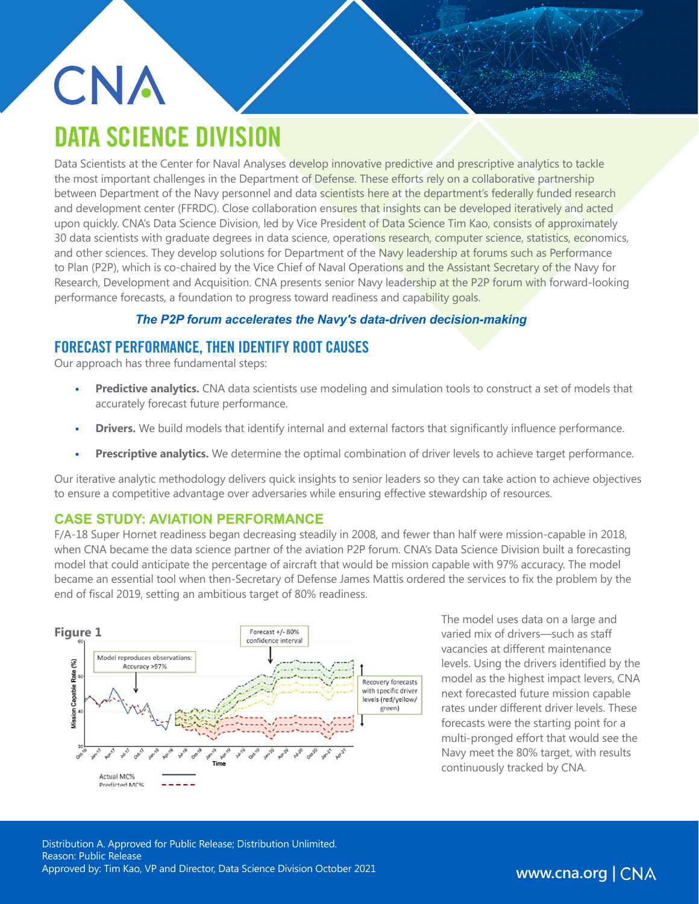# CNA

# DATA SCIENCE DIVISION

Data Scientists at the Center for Naval Analyses develop innovative predictive and prescriptive analytics to tackle the most important challenges in the Department of Defense. These efforts rely on a collaborative partnership between Department of the Navy personnel and data scientists here at the department's federally funded research and development center (FFRDC). Close collaboration ensures that insights can be developed iteratively and acted upon quickly. CNA's Data Science Division, led by Vice President of Data Science Tim Kao, consists of approximately 30 data scientists with graduate degrees in data science, operations research, computer science, statistics, economics, and other sciences. They develop solutions for Department of the Navy leadership at forums such as Performance to Plan (P2P), which is co-chaired by the Vice Chief of Naval Operations and the Assistant Secretary of the Navy for Research, Development and Acquisition. CNA presents senior Navy leadership at the P2P forum with forward-looking performance forecasts, a foundation to progress toward readiness and capability goals.

***The P2P forum accelerates the Navy's data-driven decision-making***

## FORECAST PERFORMANCE, THEN IDENTIFY ROOT CAUSES

Our approach has three fundamental steps:

- **Predictive analytics.** CNA data scientists use modeling and simulation tools to construct a set of models that accurately forecast future performance.
- **Drivers.** We build models that identify internal and external factors that significantly influence performance.
- **Prescriptive analytics.** We determine the optimal combination of driver levels to achieve target performance.

Our iterative analytic methodology delivers quick insights to senior leaders so they can take action to achieve objectives to ensure a competitive advantage over adversaries while ensuring effective stewardship of resources.

### CASE STUDY: AVIATION PERFORMANCE

F/A-18 Super Hornet readiness began decreasing steadily in 2008, and fewer than half were mission-capable in 2018, when CNA became the data science partner of the aviation P2P forum. CNA's Data Science Division built a forecasting model that could anticipate the percentage of aircraft that would be mission capable with 97% accuracy. The model became an essential tool when then-Secretary of Defense James Mattis ordered the services to fix the problem by the end of fiscal 2019, setting an ambitious target of 80% readiness.

**Figure 1**

The model uses data on a large and varied mix of drivers—such as staff vacancies at different maintenance levels. Using the drivers identified by the model as the highest impact levers, CNA next forecasted future mission capable rates under different driver levels. These forecasts were the starting point for a multi-pronged effort that would see the Navy meet the 80% target, with results continuously tracked by CNA.

Distribution A. Approved for Public Release; Distribution Unlimited.
Reason: Public Release
Approved by: Tim Kao, VP and Director, Data Science Division October 2021

www.cna.org | CNA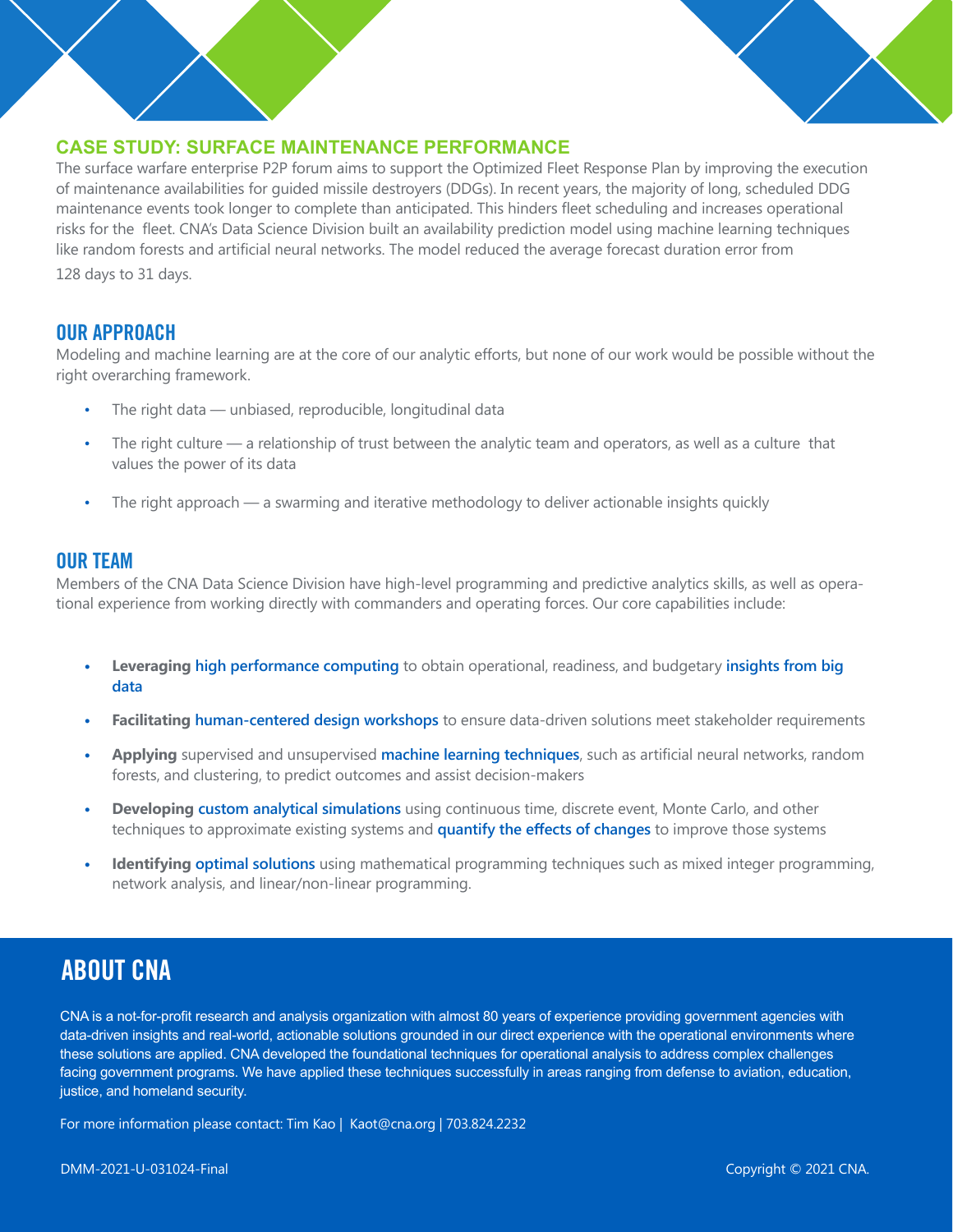## CASE STUDY: SURFACE MAINTENANCE PERFORMANCE

The surface warfare enterprise P2P forum aims to support the Optimized Fleet Response Plan by improving the execution of maintenance availabilities for guided missile destroyers (DDGs). In recent years, the majority of long, scheduled DDG maintenance events took longer to complete than anticipated. This hinders fleet scheduling and increases operational risks for the fleet. CNA's Data Science Division built an availability prediction model using machine learning techniques like random forests and artificial neural networks. The model reduced the average forecast duration error from 128 days to 31 days.

## OUR APPROACH

Modeling and machine learning are at the core of our analytic efforts, but none of our work would be possible without the right overarching framework.

- The right data — unbiased, reproducible, longitudinal data
- The right culture — a relationship of trust between the analytic team and operators, as well as a culture that values the power of its data
- The right approach — a swarming and iterative methodology to deliver actionable insights quickly

## OUR TEAM

Members of the CNA Data Science Division have high-level programming and predictive analytics skills, as well as operational experience from working directly with commanders and operating forces. Our core capabilities include:

- **Leveraging** **high performance computing** to obtain operational, readiness, and budgetary **insights from big data**
- **Facilitating** **human-centered design workshops** to ensure data-driven solutions meet stakeholder requirements
- **Applying** supervised and unsupervised **machine learning techniques**, such as artificial neural networks, random forests, and clustering, to predict outcomes and assist decision-makers
- **Developing** **custom analytical simulations** using continuous time, discrete event, Monte Carlo, and other techniques to approximate existing systems and **quantify the effects of changes** to improve those systems
- **Identifying** **optimal solutions** using mathematical programming techniques such as mixed integer programming, network analysis, and linear/non-linear programming.

## ABOUT CNA

CNA is a not-for-profit research and analysis organization with almost 80 years of experience providing government agencies with data-driven insights and real-world, actionable solutions grounded in our direct experience with the operational environments where these solutions are applied. CNA developed the foundational techniques for operational analysis to address complex challenges facing government programs. We have applied these techniques successfully in areas ranging from defense to aviation, education, justice, and homeland security.

For more information please contact: Tim Kao | Kaot@cna.org | 703.824.2232

DMM-2021-U-031024-Final

Copyright © 2021 CNA.